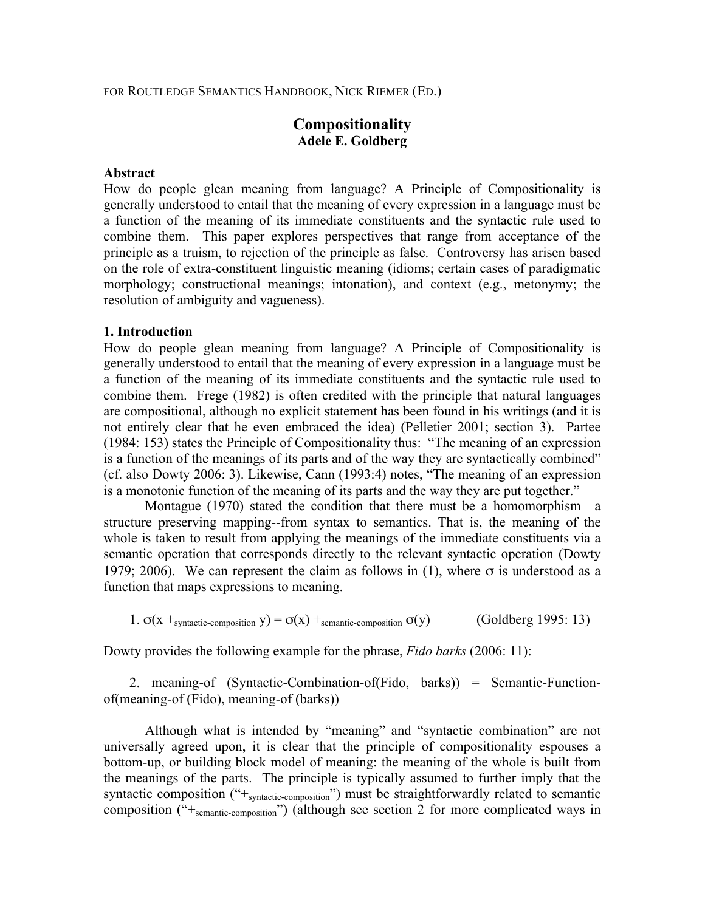FOR ROUTLEDGE SEMANTICS HANDBOOK, NICK RIEMER (ED.)

# Compositionality

**Adele E. Goldberg**

## Abstract

How do people glean meaning from language? A Principle of Compositionality is generally understood to entail that the meaning of every expression in a language must be a function of the meaning of its immediate constituents and the syntactic rule used to combine them. This paper explores perspectives that range from acceptance of the principle as a truism, to rejection of the principle as false. Controversy has arisen based on the role of extra-constituent linguistic meaning (idioms; certain cases of paradigmatic morphology; constructional meanings; intonation), and context (e.g., metonymy; the resolution of ambiguity and vagueness).

## 1. Introduction

How do people glean meaning from language? A Principle of Compositionality is generally understood to entail that the meaning of every expression in a language must be a function of the meaning of its immediate constituents and the syntactic rule used to combine them. Frege (1982) is often credited with the principle that natural languages are compositional, although no explicit statement has been found in his writings (and it is not entirely clear that he even embraced the idea) (Pelletier 2001; section 3). Partee (1984: 153) states the Principle of Compositionality thus: "The meaning of an expression is a function of the meanings of its parts and of the way they are syntactically combined" (cf. also Dowty 2006: 3). Likewise, Cann (1993:4) notes, "The meaning of an expression is a monotonic function of the meaning of its parts and the way they are put together."

Montague (1970) stated the condition that there must be a homomorphism—a structure preserving mapping--from syntax to semantics. That is, the meaning of the whole is taken to result from applying the meanings of the immediate constituents via a semantic operation that corresponds directly to the relevant syntactic operation (Dowty 1979; 2006). We can represent the claim as follows in (1), where σ is understood as a function that maps expressions to meaning.

1. $\sigma(x +_{\text{syntactic-composition}} y) = \sigma(x) +_{\text{semantic-composition}} \sigma(y)$ (Goldberg 1995: 13)

Dowty provides the following example for the phrase, *Fido barks* (2006: 11):

2. meaning-of (Syntactic-Combination-of(Fido, barks)) = Semantic-Function-of(meaning-of (Fido), meaning-of (barks))

Although what is intended by "meaning" and "syntactic combination" are not universally agreed upon, it is clear that the principle of compositionality espouses a bottom-up, or building block model of meaning: the meaning of the whole is built from the meanings of the parts. The principle is typically assumed to further imply that the syntactic composition ("$+_{\text{syntactic-composition}}$") must be straightforwardly related to semantic composition ("$+_{\text{semantic-composition}}$") (although see section 2 for more complicated ways in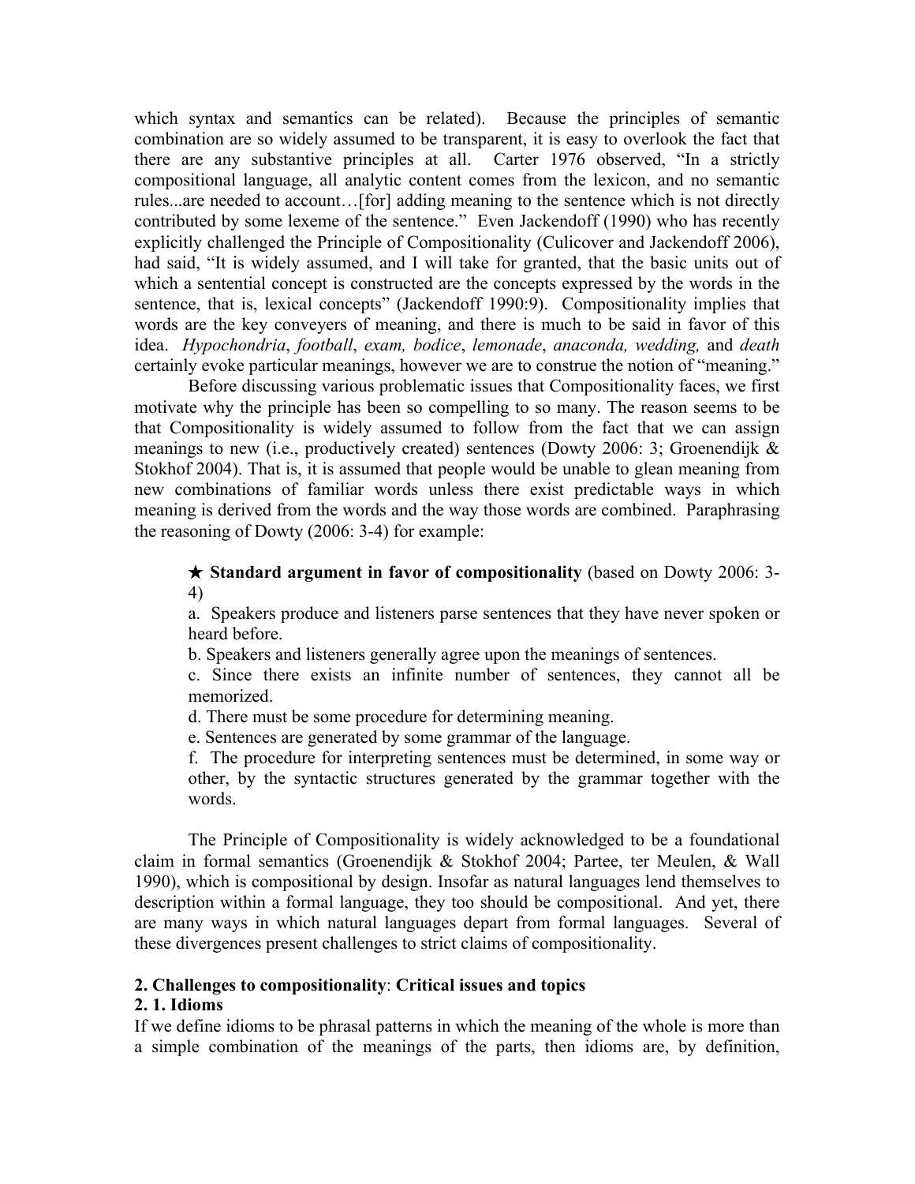which syntax and semantics can be related). Because the principles of semantic combination are so widely assumed to be transparent, it is easy to overlook the fact that there are any substantive principles at all. Carter 1976 observed, "In a strictly compositional language, all analytic content comes from the lexicon, and no semantic rules...are needed to account…[for] adding meaning to the sentence which is not directly contributed by some lexeme of the sentence." Even Jackendoff (1990) who has recently explicitly challenged the Principle of Compositionality (Culicover and Jackendoff 2006), had said, "It is widely assumed, and I will take for granted, that the basic units out of which a sentential concept is constructed are the concepts expressed by the words in the sentence, that is, lexical concepts" (Jackendoff 1990:9). Compositionality implies that words are the key conveyers of meaning, and there is much to be said in favor of this idea. *Hypochondria*, *football*, *exam, bodice*, *lemonade*, *anaconda, wedding,* and *death* certainly evoke particular meanings, however we are to construe the notion of "meaning."

Before discussing various problematic issues that Compositionality faces, we first motivate why the principle has been so compelling to so many. The reason seems to be that Compositionality is widely assumed to follow from the fact that we can assign meanings to new (i.e., productively created) sentences (Dowty 2006: 3; Groenendijk & Stokhof 2004). That is, it is assumed that people would be unable to glean meaning from new combinations of familiar words unless there exist predictable ways in which meaning is derived from the words and the way those words are combined. Paraphrasing the reasoning of Dowty (2006: 3-4) for example:

> ★ **Standard argument in favor of compositionality** (based on Dowty 2006: 3-4)
>
> a. Speakers produce and listeners parse sentences that they have never spoken or heard before.
>
> b. Speakers and listeners generally agree upon the meanings of sentences.
>
> c. Since there exists an infinite number of sentences, they cannot all be memorized.
>
> d. There must be some procedure for determining meaning.
>
> e. Sentences are generated by some grammar of the language.
>
> f. The procedure for interpreting sentences must be determined, in some way or other, by the syntactic structures generated by the grammar together with the words.

The Principle of Compositionality is widely acknowledged to be a foundational claim in formal semantics (Groenendijk & Stokhof 2004; Partee, ter Meulen, & Wall 1990), which is compositional by design. Insofar as natural languages lend themselves to description within a formal language, they too should be compositional. And yet, there are many ways in which natural languages depart from formal languages. Several of these divergences present challenges to strict claims of compositionality.

## 2. Challenges to compositionality: Critical issues and topics

### 2. 1. Idioms

If we define idioms to be phrasal patterns in which the meaning of the whole is more than a simple combination of the meanings of the parts, then idioms are, by definition,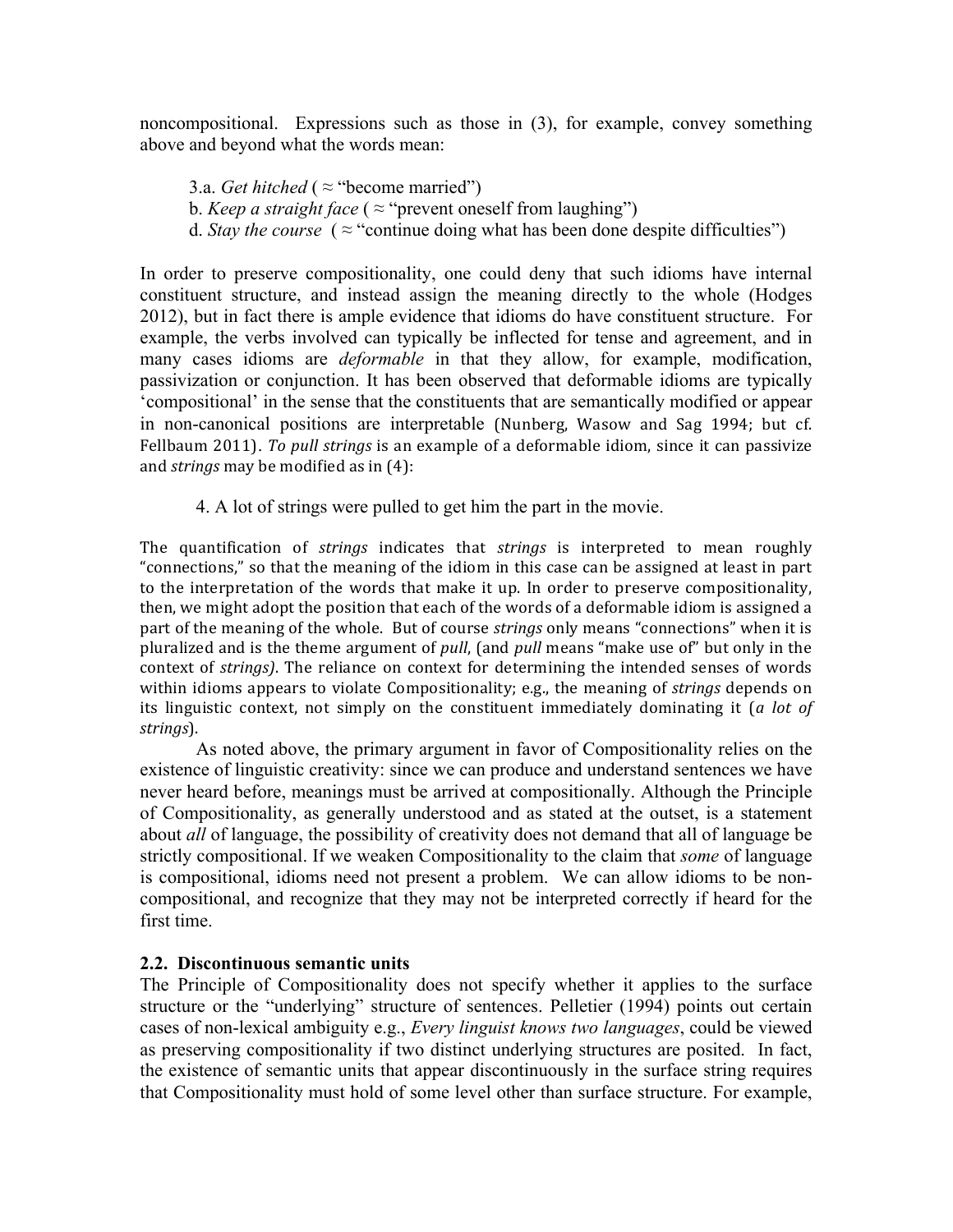noncompositional. Expressions such as those in (3), for example, convey something above and beyond what the words mean:

3.a. *Get hitched* ( ≈ "become married")
b. *Keep a straight face* ( ≈ "prevent oneself from laughing")
d. *Stay the course* ( ≈ "continue doing what has been done despite difficulties")

In order to preserve compositionality, one could deny that such idioms have internal constituent structure, and instead assign the meaning directly to the whole (Hodges 2012), but in fact there is ample evidence that idioms do have constituent structure. For example, the verbs involved can typically be inflected for tense and agreement, and in many cases idioms are *deformable* in that they allow, for example, modification, passivization or conjunction. It has been observed that deformable idioms are typically 'compositional' in the sense that the constituents that are semantically modified or appear in non-canonical positions are interpretable (Nunberg, Wasow and Sag 1994; but cf. Fellbaum 2011). *To pull strings* is an example of a deformable idiom, since it can passivize and *strings* may be modified as in (4):

4. A lot of strings were pulled to get him the part in the movie.

The quantification of *strings* indicates that *strings* is interpreted to mean roughly "connections," so that the meaning of the idiom in this case can be assigned at least in part to the interpretation of the words that make it up. In order to preserve compositionality, then, we might adopt the position that each of the words of a deformable idiom is assigned a part of the meaning of the whole. But of course *strings* only means "connections" when it is pluralized and is the theme argument of *pull*, (and *pull* means "make use of" but only in the context of *strings)*. The reliance on context for determining the intended senses of words within idioms appears to violate Compositionality; e.g., the meaning of *strings* depends on its linguistic context, not simply on the constituent immediately dominating it (*a lot of strings*).

As noted above, the primary argument in favor of Compositionality relies on the existence of linguistic creativity: since we can produce and understand sentences we have never heard before, meanings must be arrived at compositionally. Although the Principle of Compositionality, as generally understood and as stated at the outset, is a statement about *all* of language, the possibility of creativity does not demand that all of language be strictly compositional. If we weaken Compositionality to the claim that *some* of language is compositional, idioms need not present a problem. We can allow idioms to be non-compositional, and recognize that they may not be interpreted correctly if heard for the first time.

### 2.2. Discontinuous semantic units

The Principle of Compositionality does not specify whether it applies to the surface structure or the "underlying" structure of sentences. Pelletier (1994) points out certain cases of non-lexical ambiguity e.g., *Every linguist knows two languages*, could be viewed as preserving compositionality if two distinct underlying structures are posited. In fact, the existence of semantic units that appear discontinuously in the surface string requires that Compositionality must hold of some level other than surface structure. For example,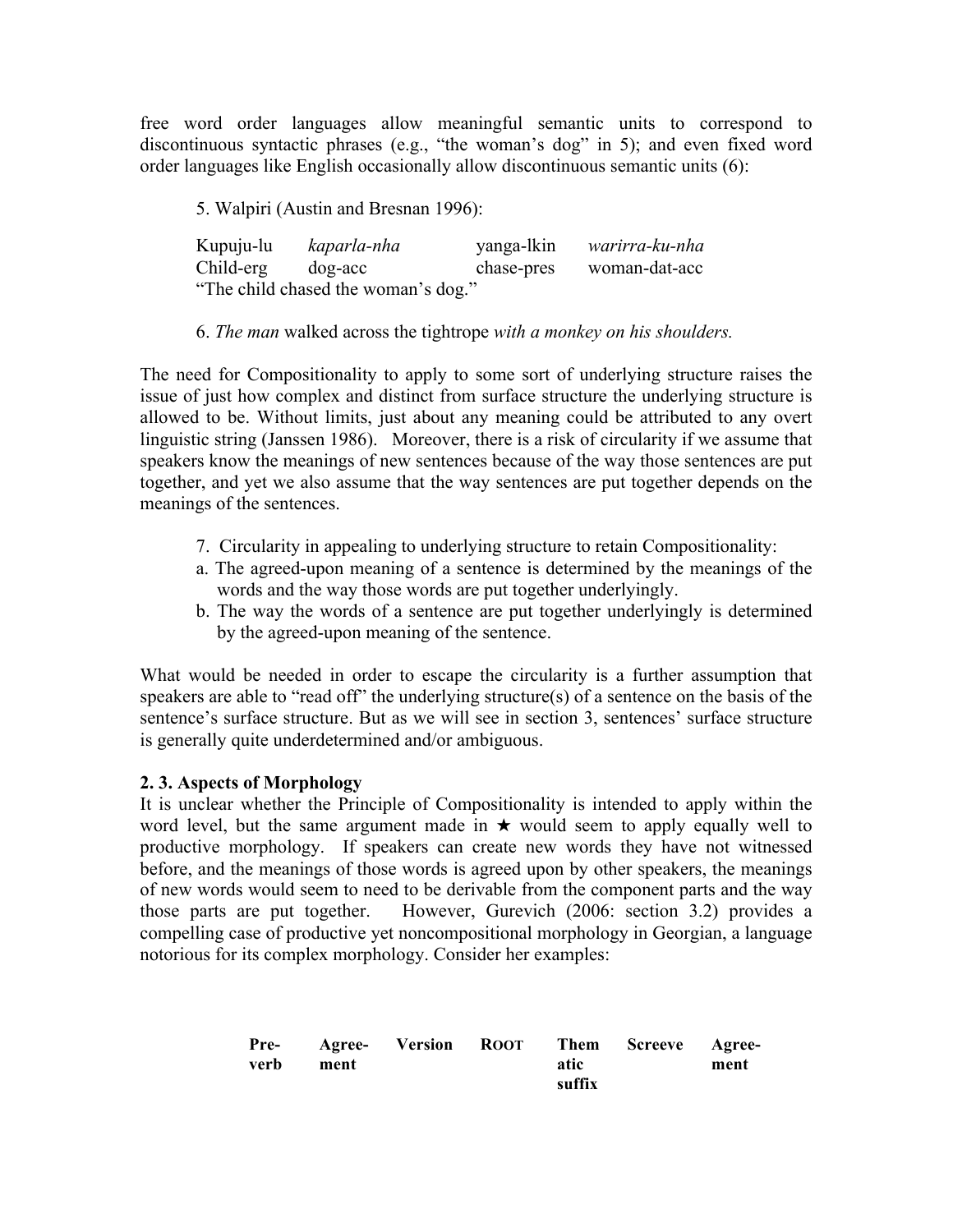free word order languages allow meaningful semantic units to correspond to discontinuous syntactic phrases (e.g., "the woman's dog" in 5); and even fixed word order languages like English occasionally allow discontinuous semantic units (6):

5. Walpiri (Austin and Bresnan 1996):

| Kupuju-lu | *kaparla-nha* | yanga-lkin | *warirra-ku-nha* |
|---|---|---|---|
| Child-erg | dog-acc | chase-pres | woman-dat-acc |

"The child chased the woman's dog."

6. *The man* walked across the tightrope *with a monkey on his shoulders.*

The need for Compositionality to apply to some sort of underlying structure raises the issue of just how complex and distinct from surface structure the underlying structure is allowed to be. Without limits, just about any meaning could be attributed to any overt linguistic string (Janssen 1986). Moreover, there is a risk of circularity if we assume that speakers know the meanings of new sentences because of the way those sentences are put together, and yet we also assume that the way sentences are put together depends on the meanings of the sentences.

7. Circularity in appealing to underlying structure to retain Compositionality:
   a. The agreed-upon meaning of a sentence is determined by the meanings of the words and the way those words are put together underlyingly.
   b. The way the words of a sentence are put together underlyingly is determined by the agreed-upon meaning of the sentence.

What would be needed in order to escape the circularity is a further assumption that speakers are able to "read off" the underlying structure(s) of a sentence on the basis of the sentence's surface structure. But as we will see in section 3, sentences' surface structure is generally quite underdetermined and/or ambiguous.

### 2. 3. Aspects of Morphology

It is unclear whether the Principle of Compositionality is intended to apply within the word level, but the same argument made in ★ would seem to apply equally well to productive morphology. If speakers can create new words they have not witnessed before, and the meanings of those words is agreed upon by other speakers, the meanings of new words would seem to need to be derivable from the component parts and the way those parts are put together. However, Gurevich (2006: section 3.2) provides a compelling case of productive yet noncompositional morphology in Georgian, a language notorious for its complex morphology. Consider her examples:

| **Pre-verb** | **Agree-ment** | **Version** | **ROOT** | **Thematic suffix** | **Screeve** | **Agree-ment** |
|---|---|---|---|---|---|---|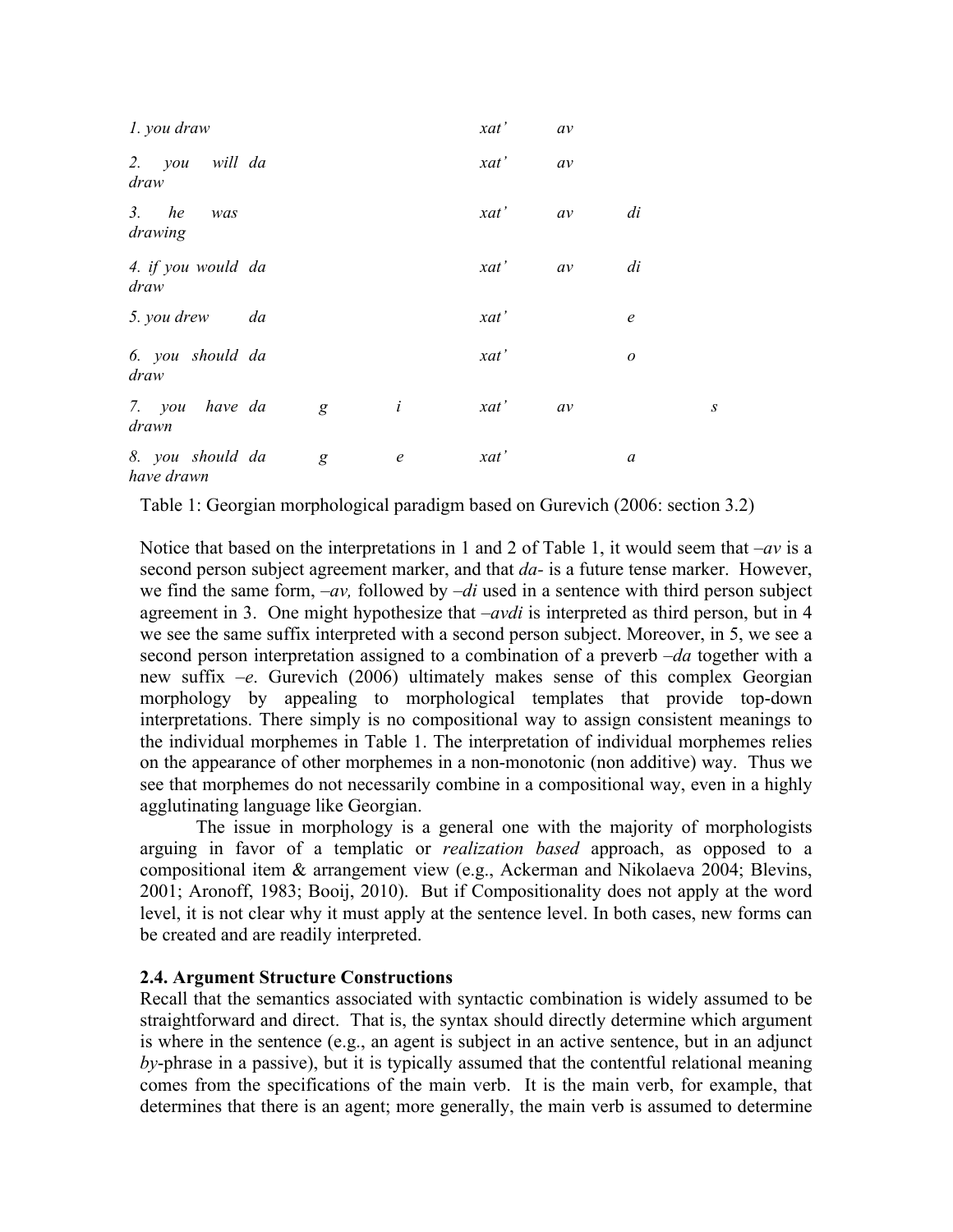| | | | | | | | |
|---|---|---|---|---|---|---|---|
| *1. you draw* | | | | *xat'* | *av* | | |
| *2. you will draw* | *da* | | | *xat'* | *av* | | |
| *3. he was drawing* | | | | *xat'* | *av* | *di* | |
| *4. if you would draw* | *da* | | | *xat'* | *av* | *di* | |
| *5. you drew* | *da* | | | *xat'* | | *e* | |
| *6. you should draw* | *da* | | | *xat'* | | *o* | |
| *7. you have drawn* | *da* | *g* | *i* | *xat'* | *av* | | *s* |
| *8. you should have drawn* | *da* | *g* | *e* | *xat'* | | *a* | |

Table 1: Georgian morphological paradigm based on Gurevich (2006: section 3.2)

Notice that based on the interpretations in 1 and 2 of Table 1, it would seem that *–av* is a second person subject agreement marker, and that *da-* is a future tense marker. However, we find the same form, *–av,* followed by *–di* used in a sentence with third person subject agreement in 3. One might hypothesize that *–avdi* is interpreted as third person, but in 4 we see the same suffix interpreted with a second person subject. Moreover, in 5, we see a second person interpretation assigned to a combination of a preverb *–da* together with a new suffix *–e*. Gurevich (2006) ultimately makes sense of this complex Georgian morphology by appealing to morphological templates that provide top-down interpretations. There simply is no compositional way to assign consistent meanings to the individual morphemes in Table 1. The interpretation of individual morphemes relies on the appearance of other morphemes in a non-monotonic (non additive) way. Thus we see that morphemes do not necessarily combine in a compositional way, even in a highly agglutinating language like Georgian.

The issue in morphology is a general one with the majority of morphologists arguing in favor of a templatic or *realization based* approach, as opposed to a compositional item & arrangement view (e.g., Ackerman and Nikolaeva 2004; Blevins, 2001; Aronoff, 1983; Booij, 2010). But if Compositionality does not apply at the word level, it is not clear why it must apply at the sentence level. In both cases, new forms can be created and are readily interpreted.

### 2.4. Argument Structure Constructions

Recall that the semantics associated with syntactic combination is widely assumed to be straightforward and direct. That is, the syntax should directly determine which argument is where in the sentence (e.g., an agent is subject in an active sentence, but in an adjunct *by*-phrase in a passive), but it is typically assumed that the contentful relational meaning comes from the specifications of the main verb. It is the main verb, for example, that determines that there is an agent; more generally, the main verb is assumed to determine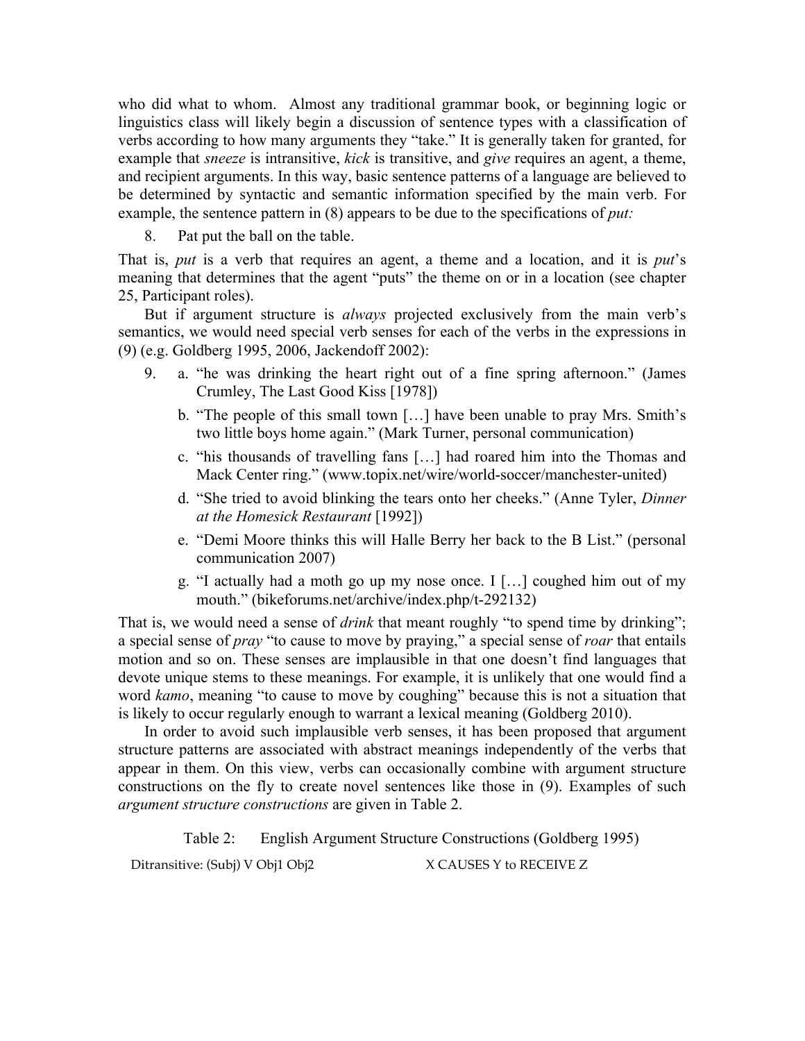who did what to whom. Almost any traditional grammar book, or beginning logic or linguistics class will likely begin a discussion of sentence types with a classification of verbs according to how many arguments they "take." It is generally taken for granted, for example that *sneeze* is intransitive, *kick* is transitive, and *give* requires an agent, a theme, and recipient arguments. In this way, basic sentence patterns of a language are believed to be determined by syntactic and semantic information specified by the main verb. For example, the sentence pattern in (8) appears to be due to the specifications of *put:*

8. Pat put the ball on the table.

That is, *put* is a verb that requires an agent, a theme and a location, and it is *put*'s meaning that determines that the agent "puts" the theme on or in a location (see chapter 25, Participant roles).

But if argument structure is *always* projected exclusively from the main verb's semantics, we would need special verb senses for each of the verbs in the expressions in (9) (e.g. Goldberg 1995, 2006, Jackendoff 2002):

9. a. "he was drinking the heart right out of a fine spring afternoon." (James Crumley, The Last Good Kiss [1978])
   b. "The people of this small town […] have been unable to pray Mrs. Smith's two little boys home again." (Mark Turner, personal communication)
   c. "his thousands of travelling fans […] had roared him into the Thomas and Mack Center ring." (www.topix.net/wire/world-soccer/manchester-united)
   d. "She tried to avoid blinking the tears onto her cheeks." (Anne Tyler, *Dinner at the Homesick Restaurant* [1992])
   e. "Demi Moore thinks this will Halle Berry her back to the B List." (personal communication 2007)
   g. "I actually had a moth go up my nose once. I […] coughed him out of my mouth." (bikeforums.net/archive/index.php/t-292132)

That is, we would need a sense of *drink* that meant roughly "to spend time by drinking"; a special sense of *pray* "to cause to move by praying," a special sense of *roar* that entails motion and so on. These senses are implausible in that one doesn't find languages that devote unique stems to these meanings. For example, it is unlikely that one would find a word *kamo*, meaning "to cause to move by coughing" because this is not a situation that is likely to occur regularly enough to warrant a lexical meaning (Goldberg 2010).

In order to avoid such implausible verb senses, it has been proposed that argument structure patterns are associated with abstract meanings independently of the verbs that appear in them. On this view, verbs can occasionally combine with argument structure constructions on the fly to create novel sentences like those in (9). Examples of such *argument structure constructions* are given in Table 2.

Table 2: English Argument Structure Constructions (Goldberg 1995)

| | |
|---|---|
| Ditransitive: (Subj) V Obj1 Obj2 | X CAUSES Y to RECEIVE Z |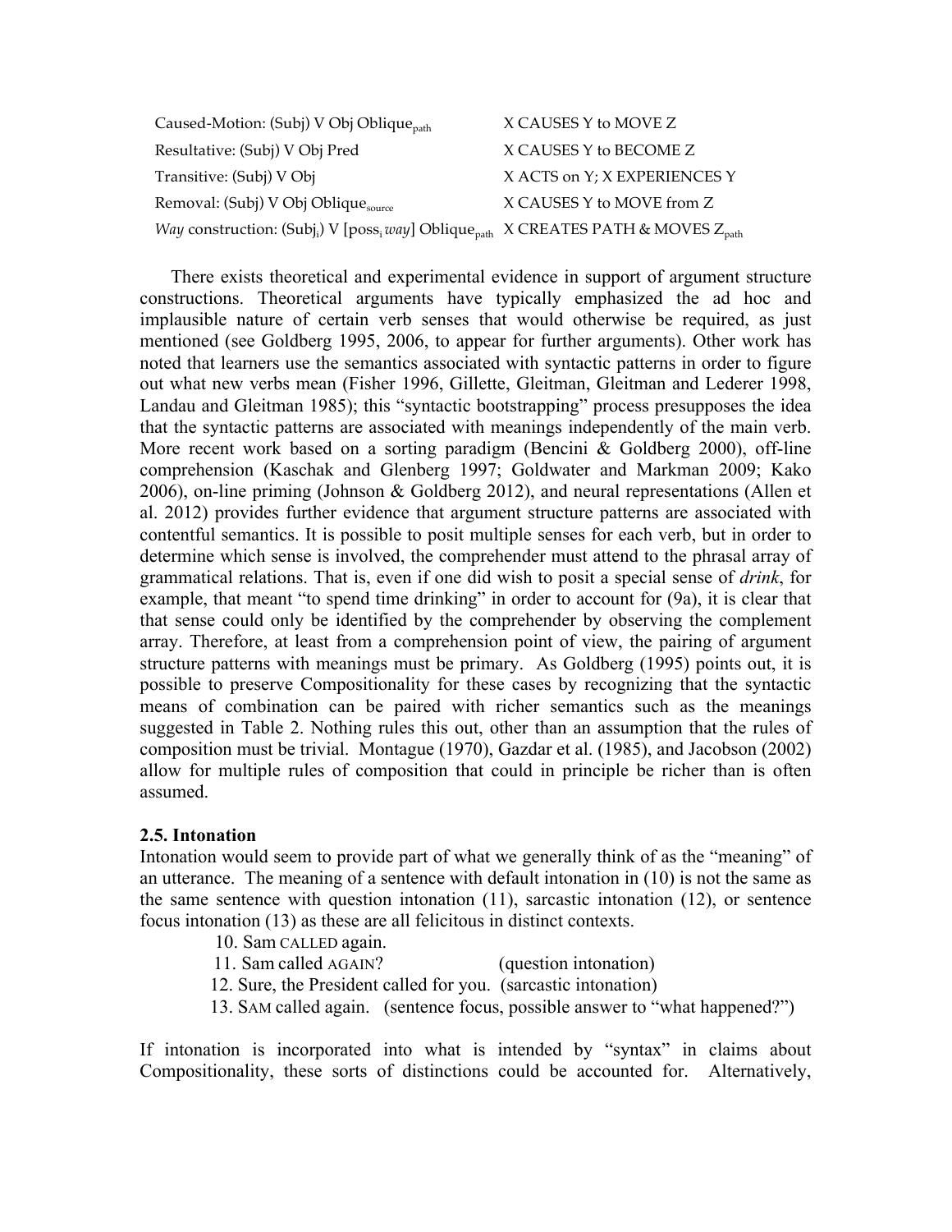| | |
|---|---|
| Caused-Motion: (Subj) V Obj $\text{Oblique}_{path}$ | X CAUSES Y to MOVE Z |
| Resultative: (Subj) V Obj Pred | X CAUSES Y to BECOME Z |
| Transitive: (Subj) V Obj | X ACTS on Y; X EXPERIENCES Y |
| Removal: (Subj) V Obj $\text{Oblique}_{source}$ | X CAUSES Y to MOVE from Z |
| *Way* construction: ($\text{Subj}_i$) V [$\text{poss}_i$ *way*] $\text{Oblique}_{path}$ | X CREATES PATH & MOVES $Z_{path}$ |

There exists theoretical and experimental evidence in support of argument structure constructions. Theoretical arguments have typically emphasized the ad hoc and implausible nature of certain verb senses that would otherwise be required, as just mentioned (see Goldberg 1995, 2006, to appear for further arguments). Other work has noted that learners use the semantics associated with syntactic patterns in order to figure out what new verbs mean (Fisher 1996, Gillette, Gleitman, Gleitman and Lederer 1998, Landau and Gleitman 1985); this "syntactic bootstrapping" process presupposes the idea that the syntactic patterns are associated with meanings independently of the main verb. More recent work based on a sorting paradigm (Bencini & Goldberg 2000), off-line comprehension (Kaschak and Glenberg 1997; Goldwater and Markman 2009; Kako 2006), on-line priming (Johnson & Goldberg 2012), and neural representations (Allen et al. 2012) provides further evidence that argument structure patterns are associated with contentful semantics. It is possible to posit multiple senses for each verb, but in order to determine which sense is involved, the comprehender must attend to the phrasal array of grammatical relations. That is, even if one did wish to posit a special sense of *drink*, for example, that meant "to spend time drinking" in order to account for (9a), it is clear that that sense could only be identified by the comprehender by observing the complement array. Therefore, at least from a comprehension point of view, the pairing of argument structure patterns with meanings must be primary. As Goldberg (1995) points out, it is possible to preserve Compositionality for these cases by recognizing that the syntactic means of combination can be paired with richer semantics such as the meanings suggested in Table 2. Nothing rules this out, other than an assumption that the rules of composition must be trivial. Montague (1970), Gazdar et al. (1985), and Jacobson (2002) allow for multiple rules of composition that could in principle be richer than is often assumed.

### 2.5. Intonation

Intonation would seem to provide part of what we generally think of as the "meaning" of an utterance. The meaning of a sentence with default intonation in (10) is not the same as the same sentence with question intonation (11), sarcastic intonation (12), or sentence focus intonation (13) as these are all felicitous in distinct contexts.

10. Sam CALLED again.
11. Sam called AGAIN? (question intonation)
12. Sure, the President called for you. (sarcastic intonation)
13. SAM called again. (sentence focus, possible answer to "what happened?")

If intonation is incorporated into what is intended by "syntax" in claims about Compositionality, these sorts of distinctions could be accounted for. Alternatively,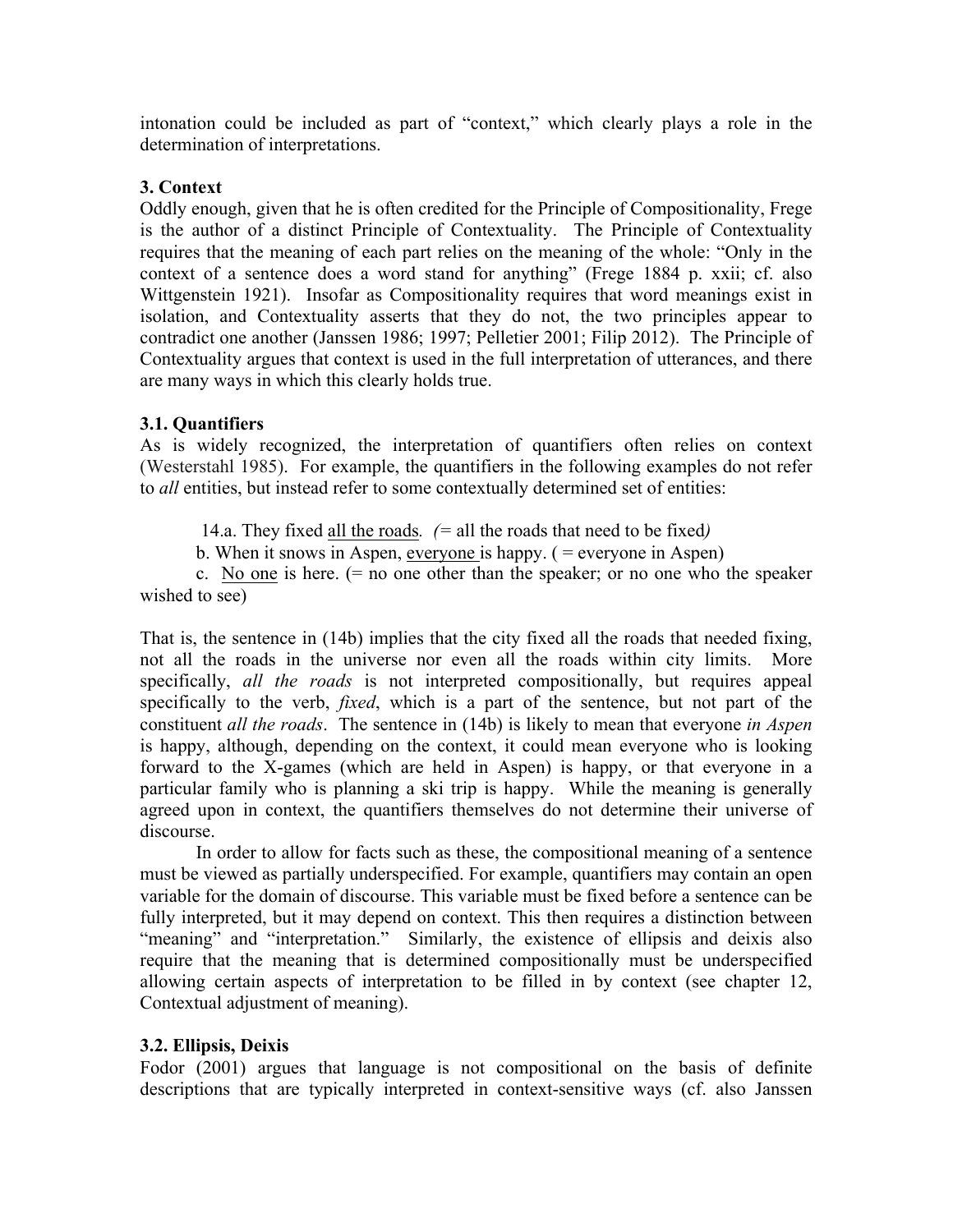intonation could be included as part of "context," which clearly plays a role in the determination of interpretations.

### 3. Context

Oddly enough, given that he is often credited for the Principle of Compositionality, Frege is the author of a distinct Principle of Contextuality. The Principle of Contextuality requires that the meaning of each part relies on the meaning of the whole: "Only in the context of a sentence does a word stand for anything" (Frege 1884 p. xxii; cf. also Wittgenstein 1921). Insofar as Compositionality requires that word meanings exist in isolation, and Contextuality asserts that they do not, the two principles appear to contradict one another (Janssen 1986; 1997; Pelletier 2001; Filip 2012). The Principle of Contextuality argues that context is used in the full interpretation of utterances, and there are many ways in which this clearly holds true.

### 3.1. Quantifiers

As is widely recognized, the interpretation of quantifiers often relies on context (Westerstahl 1985). For example, the quantifiers in the following examples do not refer to *all* entities, but instead refer to some contextually determined set of entities:

14.a. They fixed <u>all the roads</u>. *(*= all the roads that need to be fixed*)*

b. When it snows in Aspen, <u>everyone</u> is happy. ( = everyone in Aspen)

c. <u>No one</u> is here. (= no one other than the speaker; or no one who the speaker wished to see)

That is, the sentence in (14b) implies that the city fixed all the roads that needed fixing, not all the roads in the universe nor even all the roads within city limits. More specifically, *all the roads* is not interpreted compositionally, but requires appeal specifically to the verb, *fixed*, which is a part of the sentence, but not part of the constituent *all the roads*. The sentence in (14b) is likely to mean that everyone *in Aspen* is happy, although, depending on the context, it could mean everyone who is looking forward to the X-games (which are held in Aspen) is happy, or that everyone in a particular family who is planning a ski trip is happy. While the meaning is generally agreed upon in context, the quantifiers themselves do not determine their universe of discourse.

In order to allow for facts such as these, the compositional meaning of a sentence must be viewed as partially underspecified. For example, quantifiers may contain an open variable for the domain of discourse. This variable must be fixed before a sentence can be fully interpreted, but it may depend on context. This then requires a distinction between "meaning" and "interpretation." Similarly, the existence of ellipsis and deixis also require that the meaning that is determined compositionally must be underspecified allowing certain aspects of interpretation to be filled in by context (see chapter 12, Contextual adjustment of meaning).

### 3.2. Ellipsis, Deixis

Fodor (2001) argues that language is not compositional on the basis of definite descriptions that are typically interpreted in context-sensitive ways (cf. also Janssen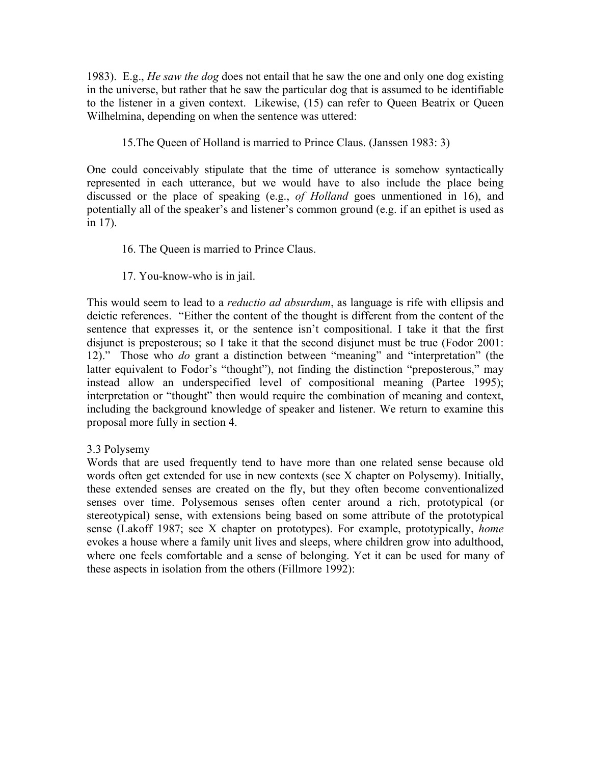1983). E.g., *He saw the dog* does not entail that he saw the one and only one dog existing in the universe, but rather that he saw the particular dog that is assumed to be identifiable to the listener in a given context. Likewise, (15) can refer to Queen Beatrix or Queen Wilhelmina, depending on when the sentence was uttered:

15. The Queen of Holland is married to Prince Claus. (Janssen 1983: 3)

One could conceivably stipulate that the time of utterance is somehow syntactically represented in each utterance, but we would have to also include the place being discussed or the place of speaking (e.g., *of Holland* goes unmentioned in 16), and potentially all of the speaker's and listener's common ground (e.g. if an epithet is used as in 17).

16. The Queen is married to Prince Claus.

17. You-know-who is in jail.

This would seem to lead to a *reductio ad absurdum*, as language is rife with ellipsis and deictic references. "Either the content of the thought is different from the content of the sentence that expresses it, or the sentence isn't compositional. I take it that the first disjunct is preposterous; so I take it that the second disjunct must be true (Fodor 2001: 12)." Those who *do* grant a distinction between "meaning" and "interpretation" (the latter equivalent to Fodor's "thought"), not finding the distinction "preposterous," may instead allow an underspecified level of compositional meaning (Partee 1995); interpretation or "thought" then would require the combination of meaning and context, including the background knowledge of speaker and listener. We return to examine this proposal more fully in section 4.

### 3.3 Polysemy

Words that are used frequently tend to have more than one related sense because old words often get extended for use in new contexts (see X chapter on Polysemy). Initially, these extended senses are created on the fly, but they often become conventionalized senses over time. Polysemous senses often center around a rich, prototypical (or stereotypical) sense, with extensions being based on some attribute of the prototypical sense (Lakoff 1987; see X chapter on prototypes). For example, prototypically, *home* evokes a house where a family unit lives and sleeps, where children grow into adulthood, where one feels comfortable and a sense of belonging. Yet it can be used for many of these aspects in isolation from the others (Fillmore 1992):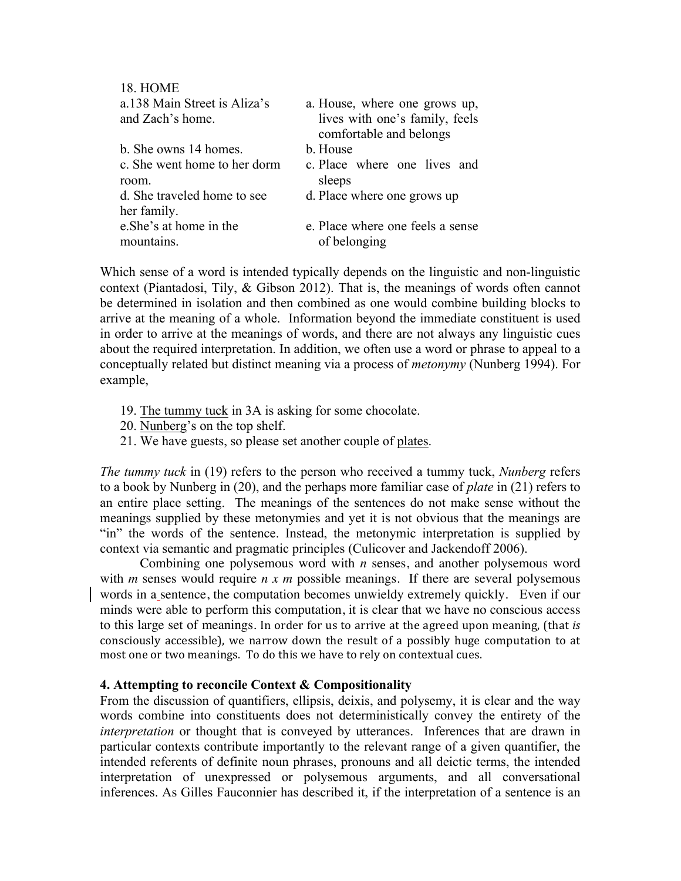18. HOME

| | |
|---|---|
| a. 138 Main Street is Aliza's and Zach's home. | a. House, where one grows up, lives with one's family, feels comfortable and belongs |
| b. She owns 14 homes. | b. House |
| c. She went home to her dorm room. | c. Place where one lives and sleeps |
| d. She traveled home to see her family. | d. Place where one grows up |
| e. She's at home in the mountains. | e. Place where one feels a sense of belonging |

Which sense of a word is intended typically depends on the linguistic and non-linguistic context (Piantadosi, Tily, & Gibson 2012). That is, the meanings of words often cannot be determined in isolation and then combined as one would combine building blocks to arrive at the meaning of a whole. Information beyond the immediate constituent is used in order to arrive at the meanings of words, and there are not always any linguistic cues about the required interpretation. In addition, we often use a word or phrase to appeal to a conceptually related but distinct meaning via a process of *metonymy* (Nunberg 1994). For example,

19. The tummy tuck in 3A is asking for some chocolate.
20. Nunberg's on the top shelf.
21. We have guests, so please set another couple of plates.

*The tummy tuck* in (19) refers to the person who received a tummy tuck, *Nunberg* refers to a book by Nunberg in (20), and the perhaps more familiar case of *plate* in (21) refers to an entire place setting. The meanings of the sentences do not make sense without the meanings supplied by these metonymies and yet it is not obvious that the meanings are "in" the words of the sentence. Instead, the metonymic interpretation is supplied by context via semantic and pragmatic principles (Culicover and Jackendoff 2006).

Combining one polysemous word with *n* senses, and another polysemous word with *m* senses would require $n \times m$ possible meanings. If there are several polysemous words in a sentence, the computation becomes unwieldy extremely quickly. Even if our minds were able to perform this computation, it is clear that we have no conscious access to this large set of meanings. In order for us to arrive at the agreed upon meaning, (that *is* consciously accessible), we narrow down the result of a possibly huge computation to at most one or two meanings. To do this we have to rely on contextual cues.

## 4. Attempting to reconcile Context & Compositionality

From the discussion of quantifiers, ellipsis, deixis, and polysemy, it is clear and the way words combine into constituents does not deterministically convey the entirety of the *interpretation* or thought that is conveyed by utterances. Inferences that are drawn in particular contexts contribute importantly to the relevant range of a given quantifier, the intended referents of definite noun phrases, pronouns and all deictic terms, the intended interpretation of unexpressed or polysemous arguments, and all conversational inferences. As Gilles Fauconnier has described it, if the interpretation of a sentence is an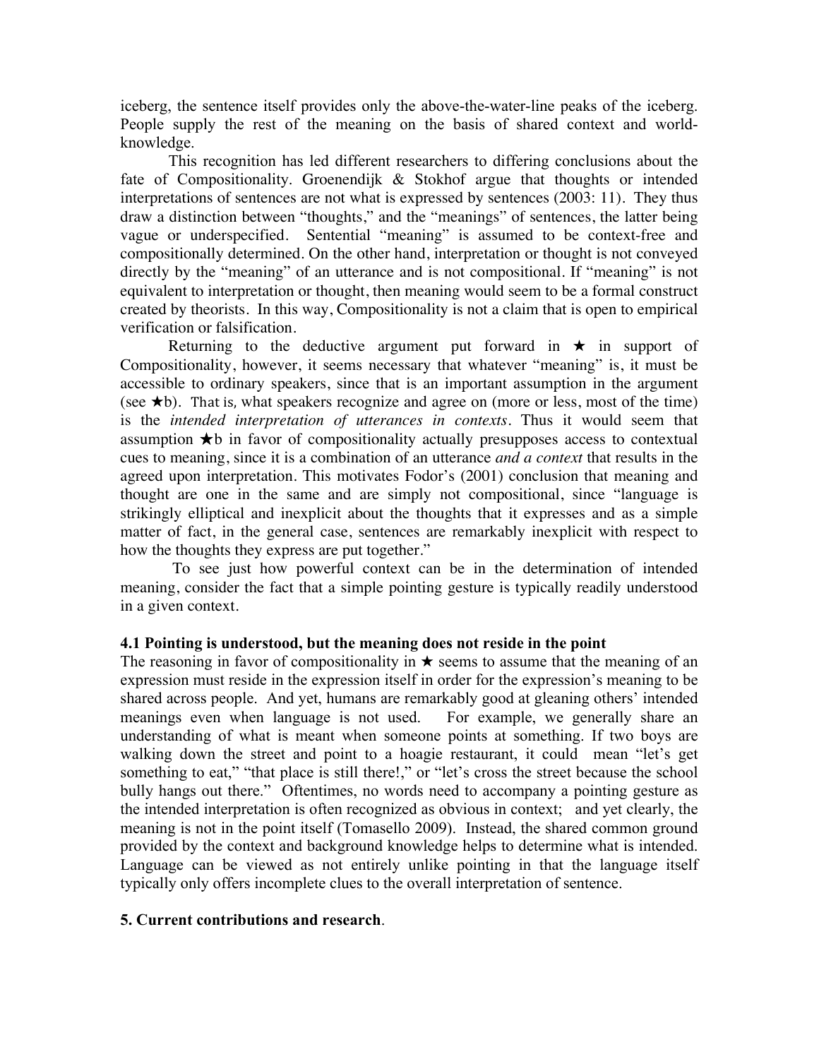iceberg, the sentence itself provides only the above-the-water-line peaks of the iceberg. People supply the rest of the meaning on the basis of shared context and world-knowledge.

This recognition has led different researchers to differing conclusions about the fate of Compositionality. Groenendijk & Stokhof argue that thoughts or intended interpretations of sentences are not what is expressed by sentences (2003: 11). They thus draw a distinction between "thoughts," and the "meanings" of sentences, the latter being vague or underspecified. Sentential "meaning" is assumed to be context-free and compositionally determined. On the other hand, interpretation or thought is not conveyed directly by the "meaning" of an utterance and is not compositional. If "meaning" is not equivalent to interpretation or thought, then meaning would seem to be a formal construct created by theorists. In this way, Compositionality is not a claim that is open to empirical verification or falsification.

Returning to the deductive argument put forward in ★ in support of Compositionality, however, it seems necessary that whatever "meaning" is, it must be accessible to ordinary speakers, since that is an important assumption in the argument (see ★b). That is, what speakers recognize and agree on (more or less, most of the time) is the *intended interpretation of utterances in contexts*. Thus it would seem that assumption ★b in favor of compositionality actually presupposes access to contextual cues to meaning, since it is a combination of an utterance *and a context* that results in the agreed upon interpretation. This motivates Fodor's (2001) conclusion that meaning and thought are one in the same and are simply not compositional, since "language is strikingly elliptical and inexplicit about the thoughts that it expresses and as a simple matter of fact, in the general case, sentences are remarkably inexplicit with respect to how the thoughts they express are put together."

To see just how powerful context can be in the determination of intended meaning, consider the fact that a simple pointing gesture is typically readily understood in a given context.

### 4.1 Pointing is understood, but the meaning does not reside in the point

The reasoning in favor of compositionality in ★ seems to assume that the meaning of an expression must reside in the expression itself in order for the expression's meaning to be shared across people. And yet, humans are remarkably good at gleaning others' intended meanings even when language is not used. For example, we generally share an understanding of what is meant when someone points at something. If two boys are walking down the street and point to a hoagie restaurant, it could mean "let's get something to eat," "that place is still there!," or "let's cross the street because the school bully hangs out there." Oftentimes, no words need to accompany a pointing gesture as the intended interpretation is often recognized as obvious in context; and yet clearly, the meaning is not in the point itself (Tomasello 2009). Instead, the shared common ground provided by the context and background knowledge helps to determine what is intended. Language can be viewed as not entirely unlike pointing in that the language itself typically only offers incomplete clues to the overall interpretation of sentence.

## 5. Current contributions and research.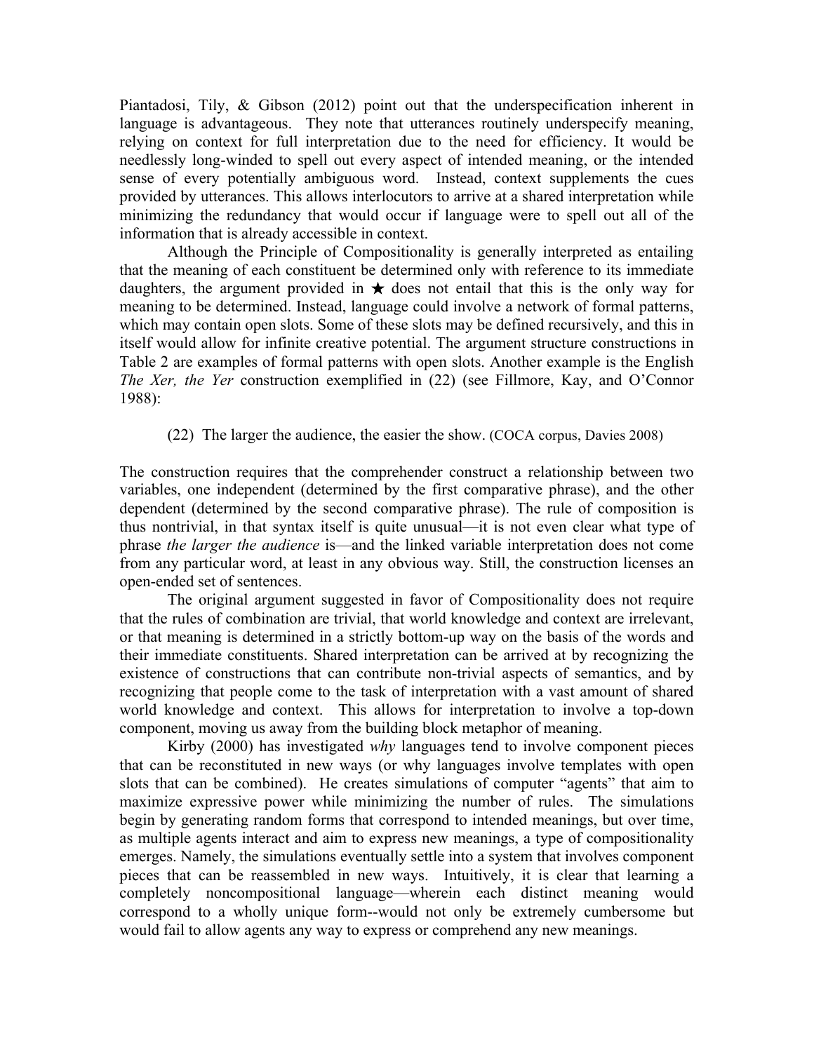Piantadosi, Tily, & Gibson (2012) point out that the underspecification inherent in language is advantageous. They note that utterances routinely underspecify meaning, relying on context for full interpretation due to the need for efficiency. It would be needlessly long-winded to spell out every aspect of intended meaning, or the intended sense of every potentially ambiguous word. Instead, context supplements the cues provided by utterances. This allows interlocutors to arrive at a shared interpretation while minimizing the redundancy that would occur if language were to spell out all of the information that is already accessible in context.

Although the Principle of Compositionality is generally interpreted as entailing that the meaning of each constituent be determined only with reference to its immediate daughters, the argument provided in ★ does not entail that this is the only way for meaning to be determined. Instead, language could involve a network of formal patterns, which may contain open slots. Some of these slots may be defined recursively, and this in itself would allow for infinite creative potential. The argument structure constructions in Table 2 are examples of formal patterns with open slots. Another example is the English *The Xer, the Yer* construction exemplified in (22) (see Fillmore, Kay, and O'Connor 1988):

(22) The larger the audience, the easier the show. (COCA corpus, Davies 2008)

The construction requires that the comprehender construct a relationship between two variables, one independent (determined by the first comparative phrase), and the other dependent (determined by the second comparative phrase). The rule of composition is thus nontrivial, in that syntax itself is quite unusual—it is not even clear what type of phrase *the larger the audience* is—and the linked variable interpretation does not come from any particular word, at least in any obvious way. Still, the construction licenses an open-ended set of sentences.

The original argument suggested in favor of Compositionality does not require that the rules of combination are trivial, that world knowledge and context are irrelevant, or that meaning is determined in a strictly bottom-up way on the basis of the words and their immediate constituents. Shared interpretation can be arrived at by recognizing the existence of constructions that can contribute non-trivial aspects of semantics, and by recognizing that people come to the task of interpretation with a vast amount of shared world knowledge and context. This allows for interpretation to involve a top-down component, moving us away from the building block metaphor of meaning.

Kirby (2000) has investigated *why* languages tend to involve component pieces that can be reconstituted in new ways (or why languages involve templates with open slots that can be combined). He creates simulations of computer "agents" that aim to maximize expressive power while minimizing the number of rules. The simulations begin by generating random forms that correspond to intended meanings, but over time, as multiple agents interact and aim to express new meanings, a type of compositionality emerges. Namely, the simulations eventually settle into a system that involves component pieces that can be reassembled in new ways. Intuitively, it is clear that learning a completely noncompositional language—wherein each distinct meaning would correspond to a wholly unique form--would not only be extremely cumbersome but would fail to allow agents any way to express or comprehend any new meanings.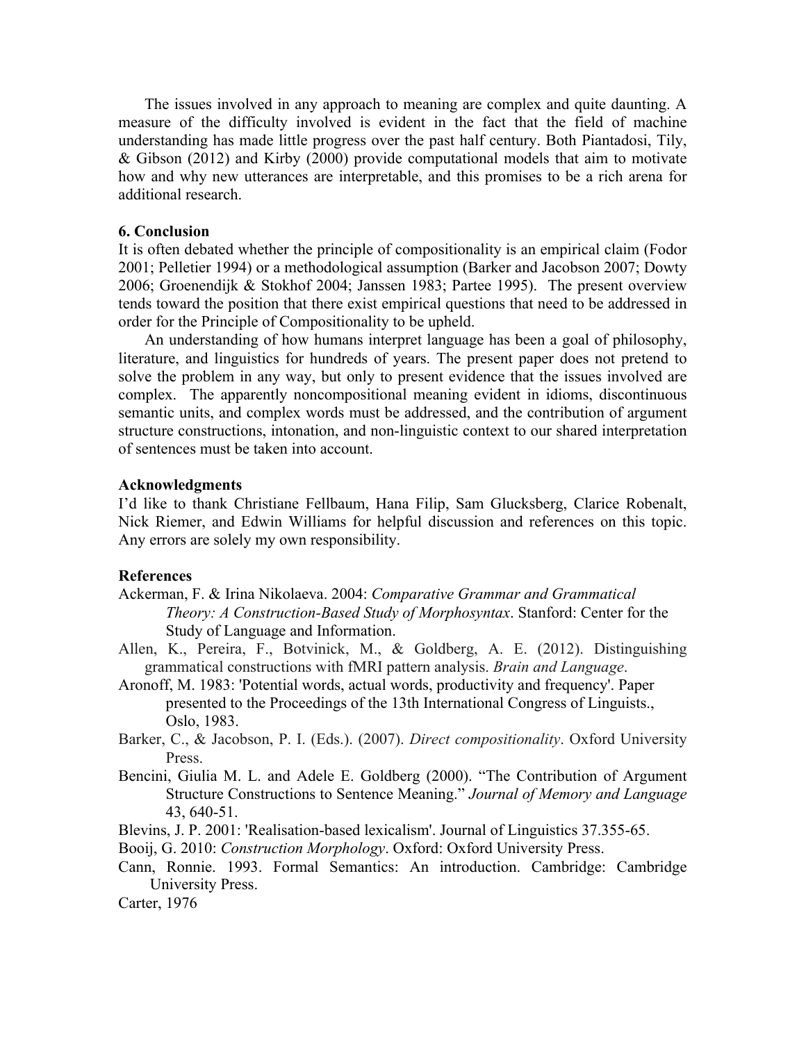The issues involved in any approach to meaning are complex and quite daunting. A measure of the difficulty involved is evident in the fact that the field of machine understanding has made little progress over the past half century. Both Piantadosi, Tily, & Gibson (2012) and Kirby (2000) provide computational models that aim to motivate how and why new utterances are interpretable, and this promises to be a rich arena for additional research.

## 6. Conclusion

It is often debated whether the principle of compositionality is an empirical claim (Fodor 2001; Pelletier 1994) or a methodological assumption (Barker and Jacobson 2007; Dowty 2006; Groenendijk & Stokhof 2004; Janssen 1983; Partee 1995). The present overview tends toward the position that there exist empirical questions that need to be addressed in order for the Principle of Compositionality to be upheld.

An understanding of how humans interpret language has been a goal of philosophy, literature, and linguistics for hundreds of years. The present paper does not pretend to solve the problem in any way, but only to present evidence that the issues involved are complex. The apparently noncompositional meaning evident in idioms, discontinuous semantic units, and complex words must be addressed, and the contribution of argument structure constructions, intonation, and non-linguistic context to our shared interpretation of sentences must be taken into account.

## Acknowledgments

I'd like to thank Christiane Fellbaum, Hana Filip, Sam Glucksberg, Clarice Robenalt, Nick Riemer, and Edwin Williams for helpful discussion and references on this topic. Any errors are solely my own responsibility.

## References

Ackerman, F. & Irina Nikolaeva. 2004: *Comparative Grammar and Grammatical Theory: A Construction-Based Study of Morphosyntax*. Stanford: Center for the Study of Language and Information.

Allen, K., Pereira, F., Botvinick, M., & Goldberg, A. E. (2012). Distinguishing grammatical constructions with fMRI pattern analysis. *Brain and Language*.

Aronoff, M. 1983: 'Potential words, actual words, productivity and frequency'. Paper presented to the Proceedings of the 13th International Congress of Linguists., Oslo, 1983.

Barker, C., & Jacobson, P. I. (Eds.). (2007). *Direct compositionality*. Oxford University Press.

Bencini, Giulia M. L. and Adele E. Goldberg (2000). "The Contribution of Argument Structure Constructions to Sentence Meaning." *Journal of Memory and Language* 43, 640-51.

Blevins, J. P. 2001: 'Realisation-based lexicalism'. Journal of Linguistics 37.355-65.

Booij, G. 2010: *Construction Morphology*. Oxford: Oxford University Press.

Cann, Ronnie. 1993. Formal Semantics: An introduction. Cambridge: Cambridge University Press.

Carter, 1976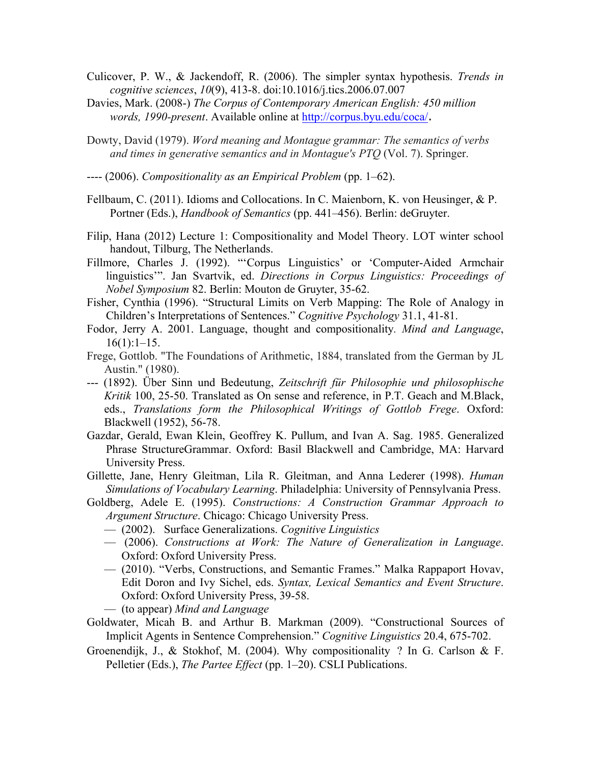Culicover, P. W., & Jackendoff, R. (2006). The simpler syntax hypothesis. *Trends in cognitive sciences*, *10*(9), 413-8. doi:10.1016/j.tics.2006.07.007

Davies, Mark. (2008-) *The Corpus of Contemporary American English: 450 million words, 1990-present*. Available online at http://corpus.byu.edu/coca/.

Dowty, David (1979). *Word meaning and Montague grammar: The semantics of verbs and times in generative semantics and in Montague's PTQ* (Vol. 7). Springer.

---- (2006). *Compositionality as an Empirical Problem* (pp. 1–62).

Fellbaum, C. (2011). Idioms and Collocations. In C. Maienborn, K. von Heusinger, & P. Portner (Eds.), *Handbook of Semantics* (pp. 441–456). Berlin: deGruyter.

Filip, Hana (2012) Lecture 1: Compositionality and Model Theory. LOT winter school handout, Tilburg, The Netherlands.

Fillmore, Charles J. (1992). "'Corpus Linguistics' or 'Computer-Aided Armchair linguistics'". Jan Svartvik, ed. *Directions in Corpus Linguistics: Proceedings of Nobel Symposium* 82. Berlin: Mouton de Gruyter, 35-62.

Fisher, Cynthia (1996). "Structural Limits on Verb Mapping: The Role of Analogy in Children's Interpretations of Sentences." *Cognitive Psychology* 31.1, 41-81.

Fodor, Jerry A. 2001. Language, thought and compositionality. *Mind and Language*, 16(1):1–15.

Frege, Gottlob. "The Foundations of Arithmetic, 1884, translated from the German by JL Austin." (1980).

--- (1892). Über Sinn und Bedeutung, *Zeitschrift für Philosophie und philosophische Kritik* 100, 25-50. Translated as On sense and reference, in P.T. Geach and M.Black, eds., *Translations form the Philosophical Writings of Gottlob Frege*. Oxford: Blackwell (1952), 56-78.

Gazdar, Gerald, Ewan Klein, Geoffrey K. Pullum, and Ivan A. Sag. 1985. Generalized Phrase StructureGrammar. Oxford: Basil Blackwell and Cambridge, MA: Harvard University Press.

Gillette, Jane, Henry Gleitman, Lila R. Gleitman, and Anna Lederer (1998). *Human Simulations of Vocabulary Learning*. Philadelphia: University of Pennsylvania Press.

Goldberg, Adele E. (1995). *Constructions: A Construction Grammar Approach to Argument Structure*. Chicago: Chicago University Press.

— (2002). Surface Generalizations. *Cognitive Linguistics*

— (2006). *Constructions at Work: The Nature of Generalization in Language*. Oxford: Oxford University Press.

— (2010). "Verbs, Constructions, and Semantic Frames." Malka Rappaport Hovav, Edit Doron and Ivy Sichel, eds. *Syntax, Lexical Semantics and Event Structure*. Oxford: Oxford University Press, 39-58.

— (to appear) *Mind and Language*

Goldwater, Micah B. and Arthur B. Markman (2009). "Constructional Sources of Implicit Agents in Sentence Comprehension." *Cognitive Linguistics* 20.4, 675-702.

Groenendijk, J., & Stokhof, M. (2004). Why compositionality ? In G. Carlson & F. Pelletier (Eds.), *The Partee Effect* (pp. 1–20). CSLI Publications.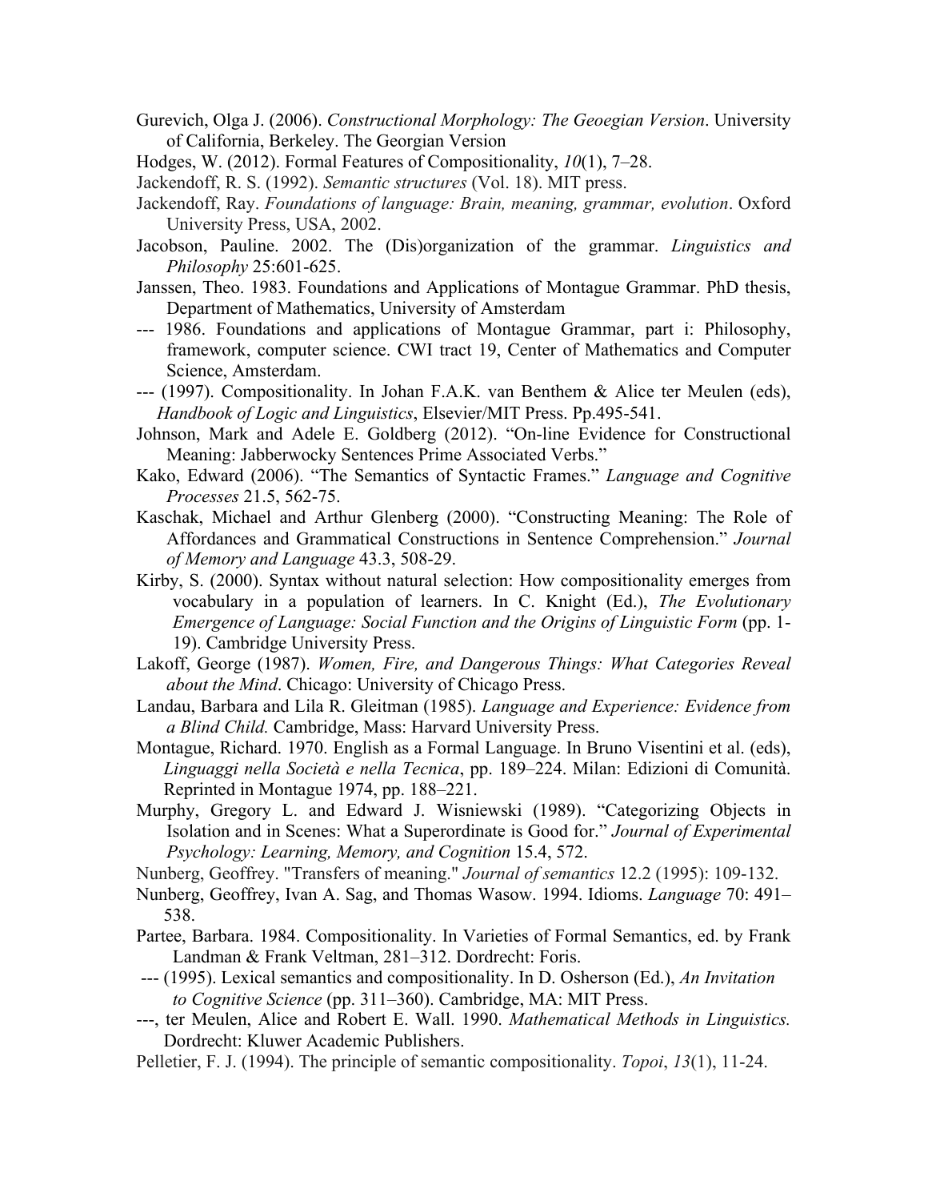Gurevich, Olga J. (2006). *Constructional Morphology: The Geoegian Version*. University of California, Berkeley. The Georgian Version

Hodges, W. (2012). Formal Features of Compositionality, *10*(1), 7–28.

Jackendoff, R. S. (1992). *Semantic structures* (Vol. 18). MIT press.

Jackendoff, Ray. *Foundations of language: Brain, meaning, grammar, evolution*. Oxford University Press, USA, 2002.

Jacobson, Pauline. 2002. The (Dis)organization of the grammar. *Linguistics and Philosophy* 25:601-625.

Janssen, Theo. 1983. Foundations and Applications of Montague Grammar. PhD thesis, Department of Mathematics, University of Amsterdam

--- 1986. Foundations and applications of Montague Grammar, part i: Philosophy, framework, computer science. CWI tract 19, Center of Mathematics and Computer Science, Amsterdam.

--- (1997). Compositionality. In Johan F.A.K. van Benthem & Alice ter Meulen (eds), *Handbook of Logic and Linguistics*, Elsevier/MIT Press. Pp.495-541.

Johnson, Mark and Adele E. Goldberg (2012). "On-line Evidence for Constructional Meaning: Jabberwocky Sentences Prime Associated Verbs."

Kako, Edward (2006). "The Semantics of Syntactic Frames." *Language and Cognitive Processes* 21.5, 562-75.

Kaschak, Michael and Arthur Glenberg (2000). "Constructing Meaning: The Role of Affordances and Grammatical Constructions in Sentence Comprehension." *Journal of Memory and Language* 43.3, 508-29.

Kirby, S. (2000). Syntax without natural selection: How compositionality emerges from vocabulary in a population of learners. In C. Knight (Ed.), *The Evolutionary Emergence of Language: Social Function and the Origins of Linguistic Form* (pp. 1-19). Cambridge University Press.

Lakoff, George (1987). *Women, Fire, and Dangerous Things: What Categories Reveal about the Mind*. Chicago: University of Chicago Press.

Landau, Barbara and Lila R. Gleitman (1985). *Language and Experience: Evidence from a Blind Child.* Cambridge, Mass: Harvard University Press.

Montague, Richard. 1970. English as a Formal Language. In Bruno Visentini et al. (eds), *Linguaggi nella Società e nella Tecnica*, pp. 189–224. Milan: Edizioni di Comunità. Reprinted in Montague 1974, pp. 188–221.

Murphy, Gregory L. and Edward J. Wisniewski (1989). "Categorizing Objects in Isolation and in Scenes: What a Superordinate is Good for." *Journal of Experimental Psychology: Learning, Memory, and Cognition* 15.4, 572.

Nunberg, Geoffrey. "Transfers of meaning." *Journal of semantics* 12.2 (1995): 109-132.

Nunberg, Geoffrey, Ivan A. Sag, and Thomas Wasow. 1994. Idioms. *Language* 70: 491–538.

Partee, Barbara. 1984. Compositionality. In Varieties of Formal Semantics, ed. by Frank Landman & Frank Veltman, 281–312. Dordrecht: Foris.

--- (1995). Lexical semantics and compositionality. In D. Osherson (Ed.), *An Invitation to Cognitive Science* (pp. 311–360). Cambridge, MA: MIT Press.

---, ter Meulen, Alice and Robert E. Wall. 1990. *Mathematical Methods in Linguistics.* Dordrecht: Kluwer Academic Publishers.

Pelletier, F. J. (1994). The principle of semantic compositionality. *Topoi*, *13*(1), 11-24.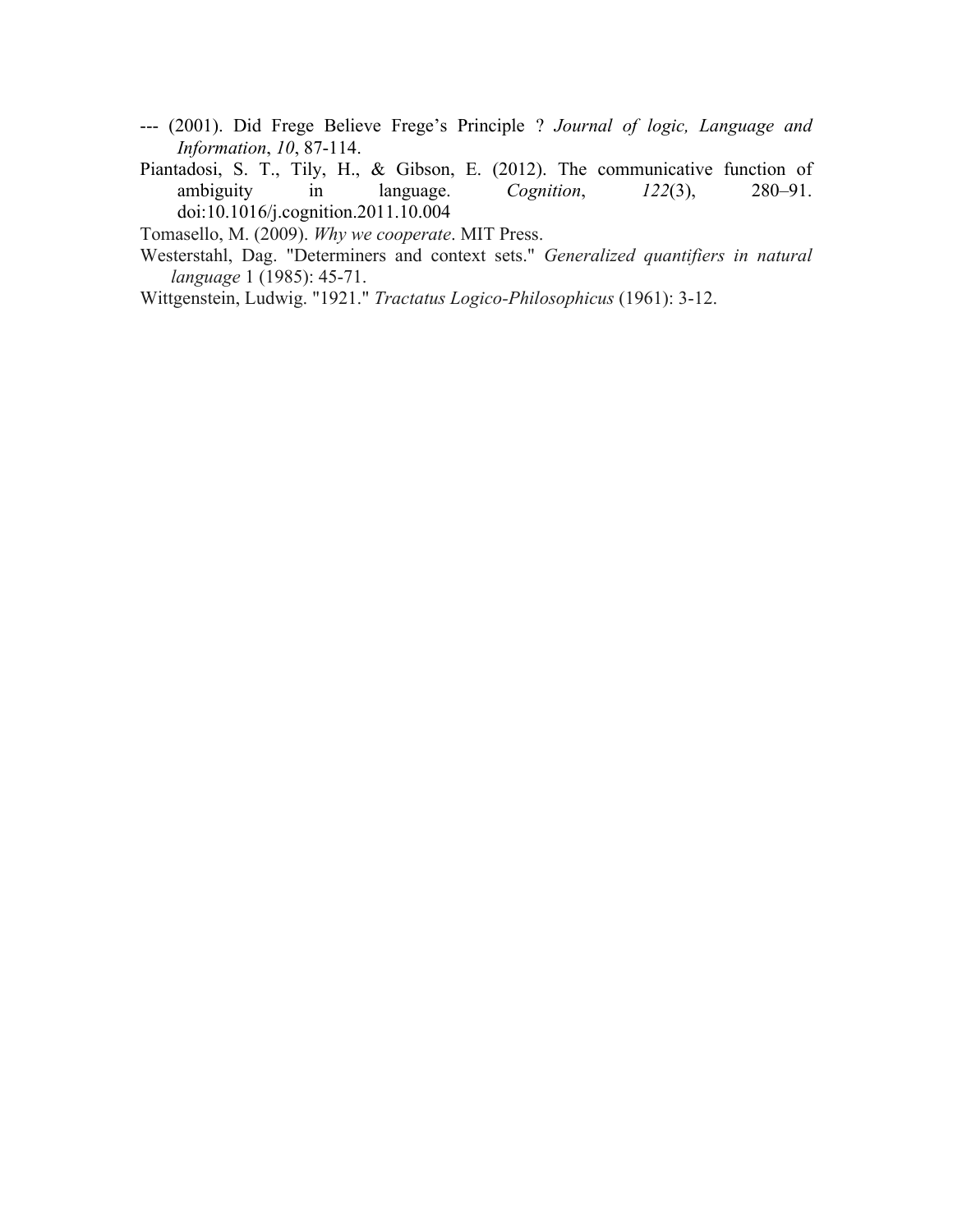--- (2001). Did Frege Believe Frege's Principle ? *Journal of logic, Language and Information*, *10*, 87-114.

Piantadosi, S. T., Tily, H., & Gibson, E. (2012). The communicative function of ambiguity in language. *Cognition*, *122*(3), 280–91. doi:10.1016/j.cognition.2011.10.004

Tomasello, M. (2009). *Why we cooperate*. MIT Press.

Westerstahl, Dag. "Determiners and context sets." *Generalized quantifiers in natural language* 1 (1985): 45-71.

Wittgenstein, Ludwig. "1921." *Tractatus Logico-Philosophicus* (1961): 3-12.